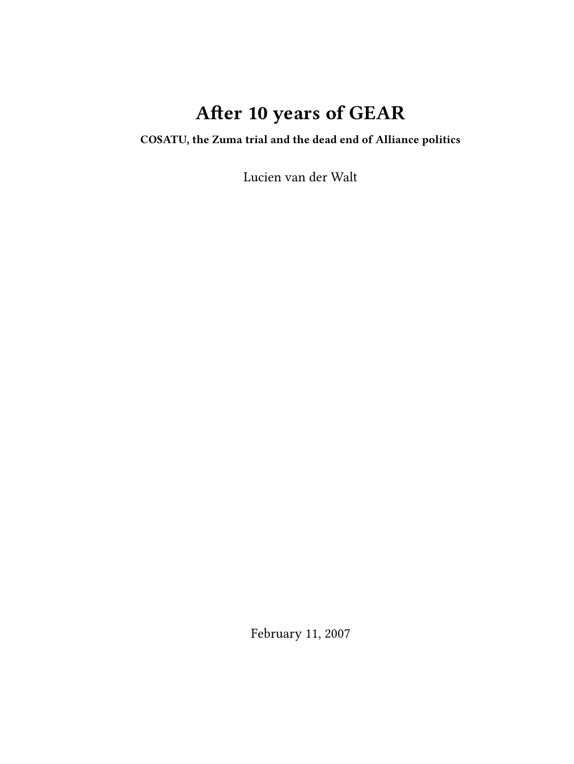# After 10 years of GEAR

**COSATU, the Zuma trial and the dead end of Alliance politics**

Lucien van der Walt

February 11, 2007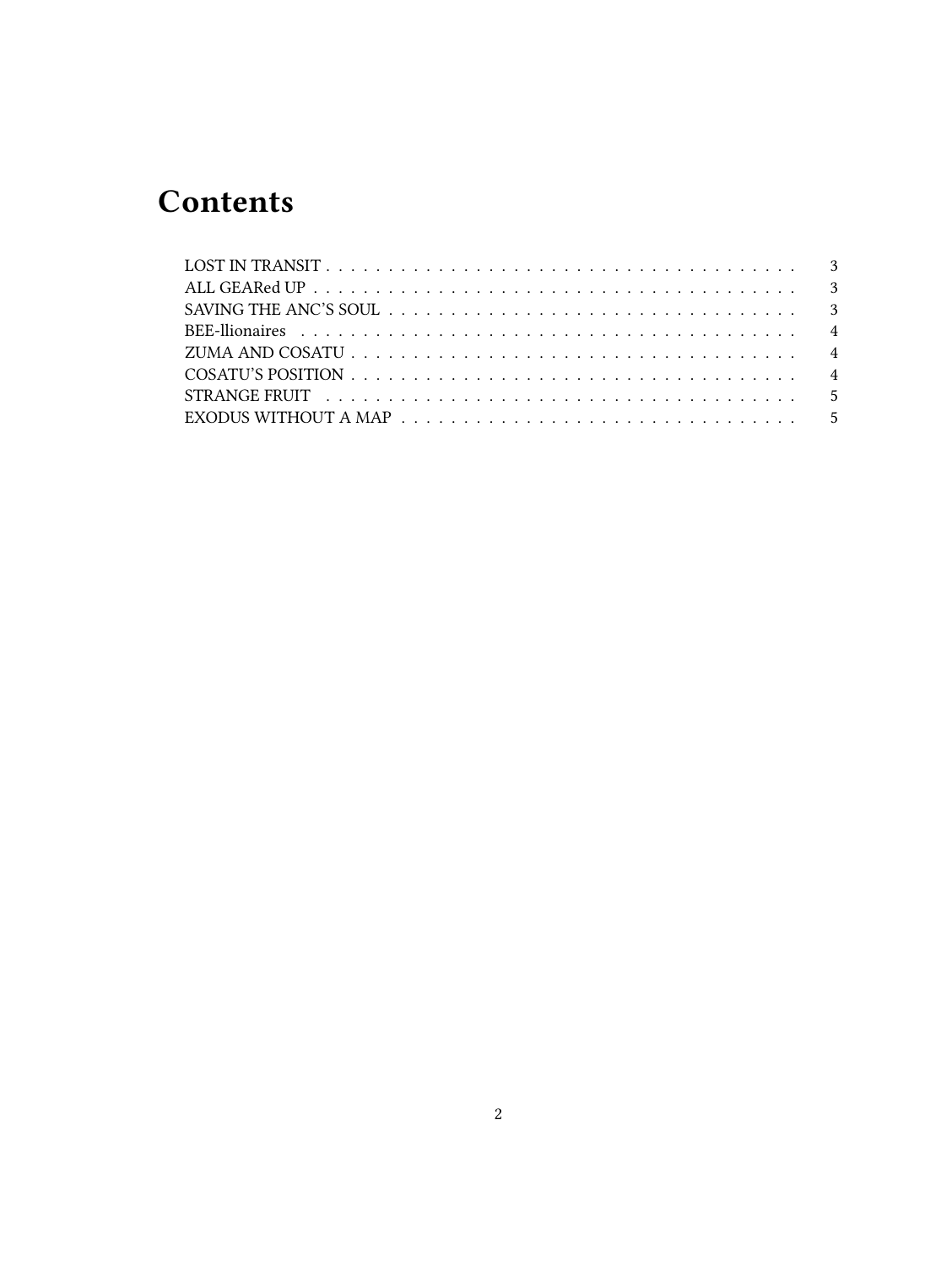# Contents

- LOST IN TRANSIT . . . . . . . . . . . . . . . . . . . . . . . . . . . . . . . . . . . . . . 3
- ALL GEARed UP . . . . . . . . . . . . . . . . . . . . . . . . . . . . . . . . . . . . . . 3
- SAVING THE ANC'S SOUL . . . . . . . . . . . . . . . . . . . . . . . . . . . . . . . . . 3
- BEE-llionaires . . . . . . . . . . . . . . . . . . . . . . . . . . . . . . . . . . . . . . 4
- ZUMA AND COSATU . . . . . . . . . . . . . . . . . . . . . . . . . . . . . . . . . . . . 4
- COSATU'S POSITION . . . . . . . . . . . . . . . . . . . . . . . . . . . . . . . . . . . 4
- STRANGE FRUIT . . . . . . . . . . . . . . . . . . . . . . . . . . . . . . . . . . . . . . 5
- EXODUS WITHOUT A MAP . . . . . . . . . . . . . . . . . . . . . . . . . . . . . . . . 5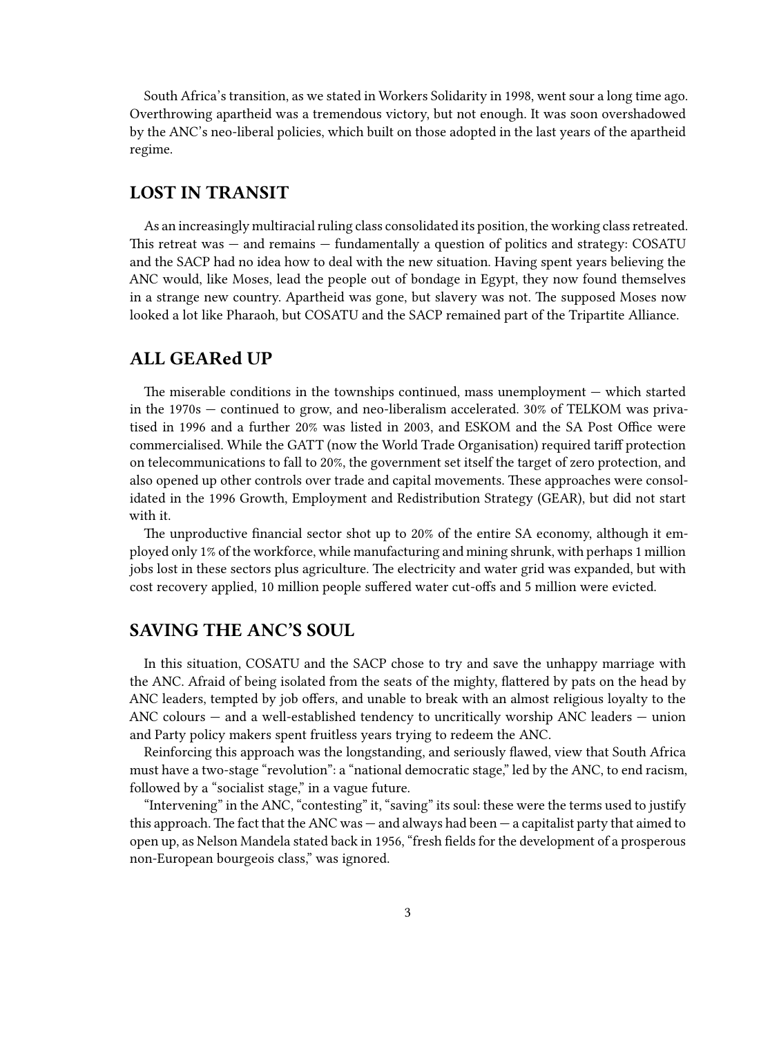South Africa's transition, as we stated in Workers Solidarity in 1998, went sour a long time ago. Overthrowing apartheid was a tremendous victory, but not enough. It was soon overshadowed by the ANC's neo-liberal policies, which built on those adopted in the last years of the apartheid regime.

## LOST IN TRANSIT

As an increasingly multiracial ruling class consolidated its position, the working class retreated. This retreat was — and remains — fundamentally a question of politics and strategy: COSATU and the SACP had no idea how to deal with the new situation. Having spent years believing the ANC would, like Moses, lead the people out of bondage in Egypt, they now found themselves in a strange new country. Apartheid was gone, but slavery was not. The supposed Moses now looked a lot like Pharaoh, but COSATU and the SACP remained part of the Tripartite Alliance.

## ALL GEARed UP

The miserable conditions in the townships continued, mass unemployment — which started in the 1970s — continued to grow, and neo-liberalism accelerated. 30% of TELKOM was privatised in 1996 and a further 20% was listed in 2003, and ESKOM and the SA Post Office were commercialised. While the GATT (now the World Trade Organisation) required tariff protection on telecommunications to fall to 20%, the government set itself the target of zero protection, and also opened up other controls over trade and capital movements. These approaches were consolidated in the 1996 Growth, Employment and Redistribution Strategy (GEAR), but did not start with it.

The unproductive financial sector shot up to 20% of the entire SA economy, although it employed only 1% of the workforce, while manufacturing and mining shrunk, with perhaps 1 million jobs lost in these sectors plus agriculture. The electricity and water grid was expanded, but with cost recovery applied, 10 million people suffered water cut-offs and 5 million were evicted.

## SAVING THE ANC'S SOUL

In this situation, COSATU and the SACP chose to try and save the unhappy marriage with the ANC. Afraid of being isolated from the seats of the mighty, flattered by pats on the head by ANC leaders, tempted by job offers, and unable to break with an almost religious loyalty to the ANC colours — and a well-established tendency to uncritically worship ANC leaders — union and Party policy makers spent fruitless years trying to redeem the ANC.

Reinforcing this approach was the longstanding, and seriously flawed, view that South Africa must have a two-stage "revolution": a "national democratic stage," led by the ANC, to end racism, followed by a "socialist stage," in a vague future.

"Intervening" in the ANC, "contesting" it, "saving" its soul: these were the terms used to justify this approach. The fact that the ANC was — and always had been — a capitalist party that aimed to open up, as Nelson Mandela stated back in 1956, "fresh fields for the development of a prosperous non-European bourgeois class," was ignored.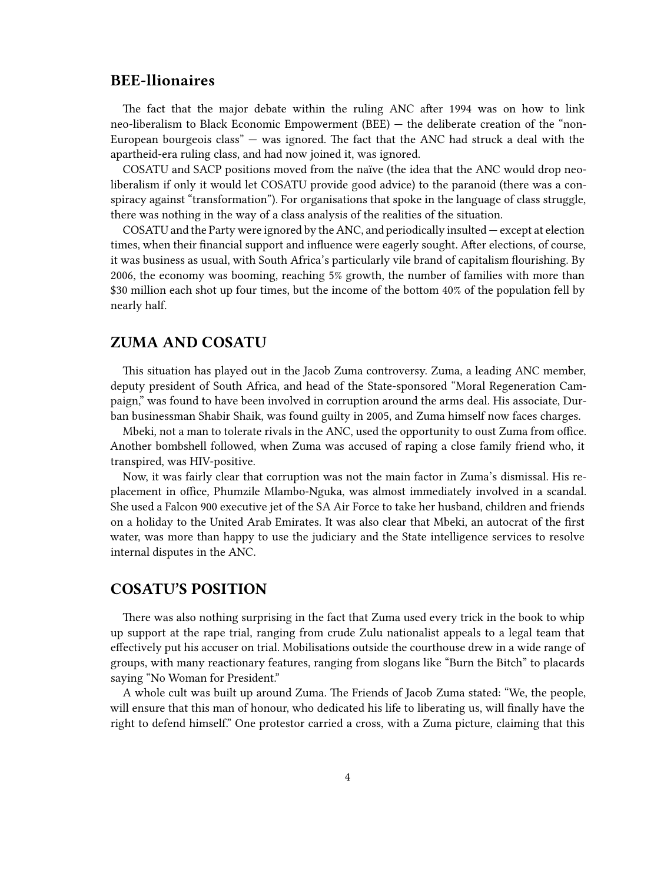## BEE-llionaires

The fact that the major debate within the ruling ANC after 1994 was on how to link neo-liberalism to Black Economic Empowerment (BEE) — the deliberate creation of the "non-European bourgeois class" — was ignored. The fact that the ANC had struck a deal with the apartheid-era ruling class, and had now joined it, was ignored.

COSATU and SACP positions moved from the naïve (the idea that the ANC would drop neo-liberalism if only it would let COSATU provide good advice) to the paranoid (there was a conspiracy against "transformation"). For organisations that spoke in the language of class struggle, there was nothing in the way of a class analysis of the realities of the situation.

COSATU and the Party were ignored by the ANC, and periodically insulted — except at election times, when their financial support and influence were eagerly sought. After elections, of course, it was business as usual, with South Africa's particularly vile brand of capitalism flourishing. By 2006, the economy was booming, reaching 5% growth, the number of families with more than $30 million each shot up four times, but the income of the bottom 40% of the population fell by nearly half.

## ZUMA AND COSATU

This situation has played out in the Jacob Zuma controversy. Zuma, a leading ANC member, deputy president of South Africa, and head of the State-sponsored "Moral Regeneration Campaign," was found to have been involved in corruption around the arms deal. His associate, Durban businessman Shabir Shaik, was found guilty in 2005, and Zuma himself now faces charges.

Mbeki, not a man to tolerate rivals in the ANC, used the opportunity to oust Zuma from office. Another bombshell followed, when Zuma was accused of raping a close family friend who, it transpired, was HIV-positive.

Now, it was fairly clear that corruption was not the main factor in Zuma's dismissal. His replacement in office, Phumzile Mlambo-Nguka, was almost immediately involved in a scandal. She used a Falcon 900 executive jet of the SA Air Force to take her husband, children and friends on a holiday to the United Arab Emirates. It was also clear that Mbeki, an autocrat of the first water, was more than happy to use the judiciary and the State intelligence services to resolve internal disputes in the ANC.

## COSATU'S POSITION

There was also nothing surprising in the fact that Zuma used every trick in the book to whip up support at the rape trial, ranging from crude Zulu nationalist appeals to a legal team that effectively put his accuser on trial. Mobilisations outside the courthouse drew in a wide range of groups, with many reactionary features, ranging from slogans like "Burn the Bitch" to placards saying "No Woman for President."

A whole cult was built up around Zuma. The Friends of Jacob Zuma stated: "We, the people, will ensure that this man of honour, who dedicated his life to liberating us, will finally have the right to defend himself." One protestor carried a cross, with a Zuma picture, claiming that this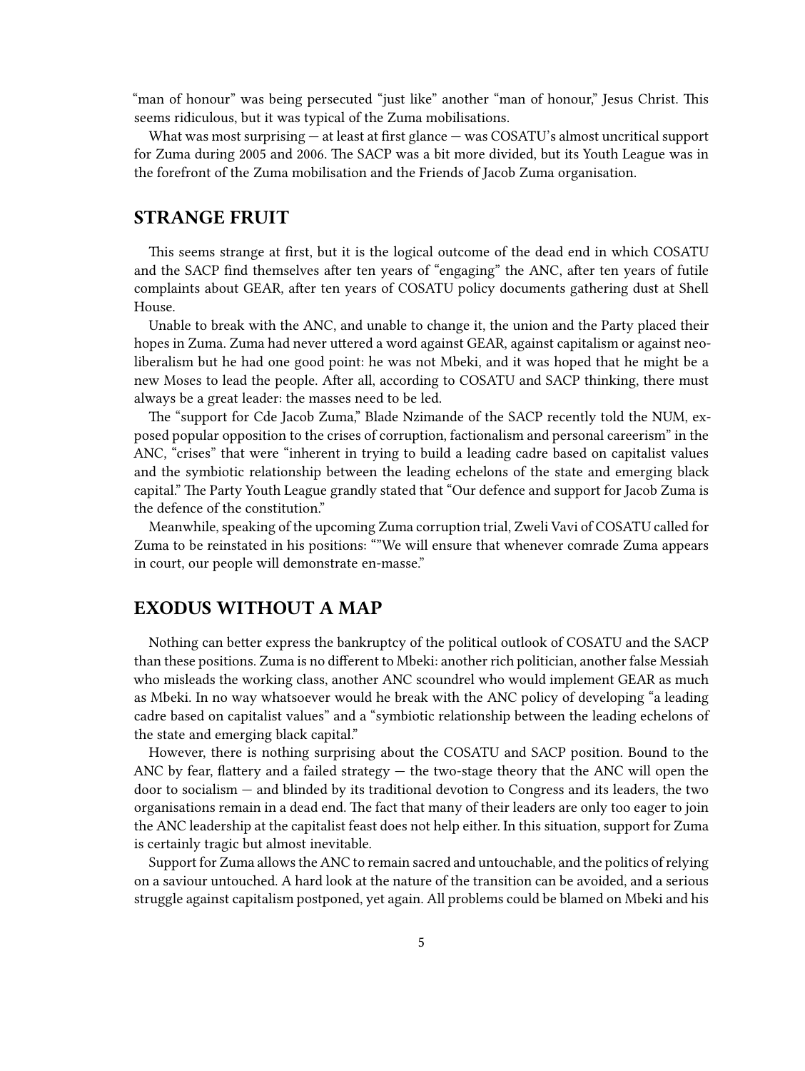"man of honour" was being persecuted "just like" another "man of honour," Jesus Christ. This seems ridiculous, but it was typical of the Zuma mobilisations.

What was most surprising — at least at first glance — was COSATU's almost uncritical support for Zuma during 2005 and 2006. The SACP was a bit more divided, but its Youth League was in the forefront of the Zuma mobilisation and the Friends of Jacob Zuma organisation.

## STRANGE FRUIT

This seems strange at first, but it is the logical outcome of the dead end in which COSATU and the SACP find themselves after ten years of "engaging" the ANC, after ten years of futile complaints about GEAR, after ten years of COSATU policy documents gathering dust at Shell House.

Unable to break with the ANC, and unable to change it, the union and the Party placed their hopes in Zuma. Zuma had never uttered a word against GEAR, against capitalism or against neo-liberalism but he had one good point: he was not Mbeki, and it was hoped that he might be a new Moses to lead the people. After all, according to COSATU and SACP thinking, there must always be a great leader: the masses need to be led.

The "support for Cde Jacob Zuma," Blade Nzimande of the SACP recently told the NUM, exposed popular opposition to the crises of corruption, factionalism and personal careerism" in the ANC, "crises" that were "inherent in trying to build a leading cadre based on capitalist values and the symbiotic relationship between the leading echelons of the state and emerging black capital." The Party Youth League grandly stated that "Our defence and support for Jacob Zuma is the defence of the constitution."

Meanwhile, speaking of the upcoming Zuma corruption trial, Zweli Vavi of COSATU called for Zuma to be reinstated in his positions: ""We will ensure that whenever comrade Zuma appears in court, our people will demonstrate en-masse."

## EXODUS WITHOUT A MAP

Nothing can better express the bankruptcy of the political outlook of COSATU and the SACP than these positions. Zuma is no different to Mbeki: another rich politician, another false Messiah who misleads the working class, another ANC scoundrel who would implement GEAR as much as Mbeki. In no way whatsoever would he break with the ANC policy of developing "a leading cadre based on capitalist values" and a "symbiotic relationship between the leading echelons of the state and emerging black capital."

However, there is nothing surprising about the COSATU and SACP position. Bound to the ANC by fear, flattery and a failed strategy — the two-stage theory that the ANC will open the door to socialism — and blinded by its traditional devotion to Congress and its leaders, the two organisations remain in a dead end. The fact that many of their leaders are only too eager to join the ANC leadership at the capitalist feast does not help either. In this situation, support for Zuma is certainly tragic but almost inevitable.

Support for Zuma allows the ANC to remain sacred and untouchable, and the politics of relying on a saviour untouched. A hard look at the nature of the transition can be avoided, and a serious struggle against capitalism postponed, yet again. All problems could be blamed on Mbeki and his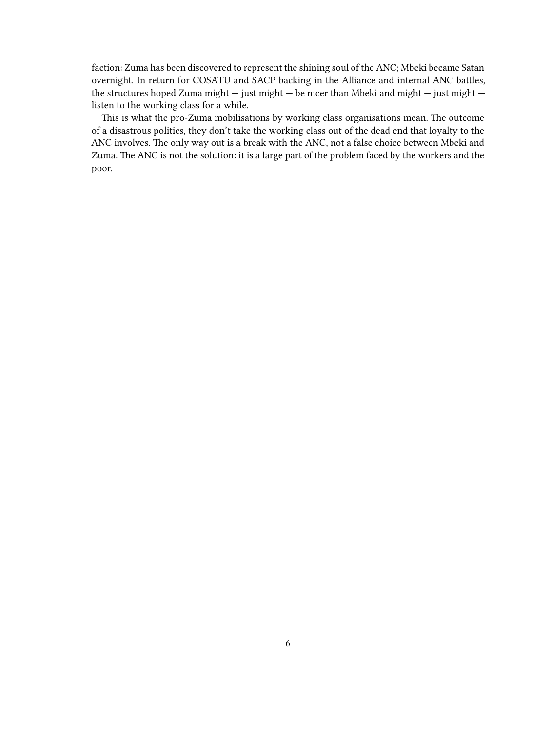faction: Zuma has been discovered to represent the shining soul of the ANC; Mbeki became Satan overnight. In return for COSATU and SACP backing in the Alliance and internal ANC battles, the structures hoped Zuma might — just might — be nicer than Mbeki and might — just might — listen to the working class for a while.

This is what the pro-Zuma mobilisations by working class organisations mean. The outcome of a disastrous politics, they don't take the working class out of the dead end that loyalty to the ANC involves. The only way out is a break with the ANC, not a false choice between Mbeki and Zuma. The ANC is not the solution: it is a large part of the problem faced by the workers and the poor.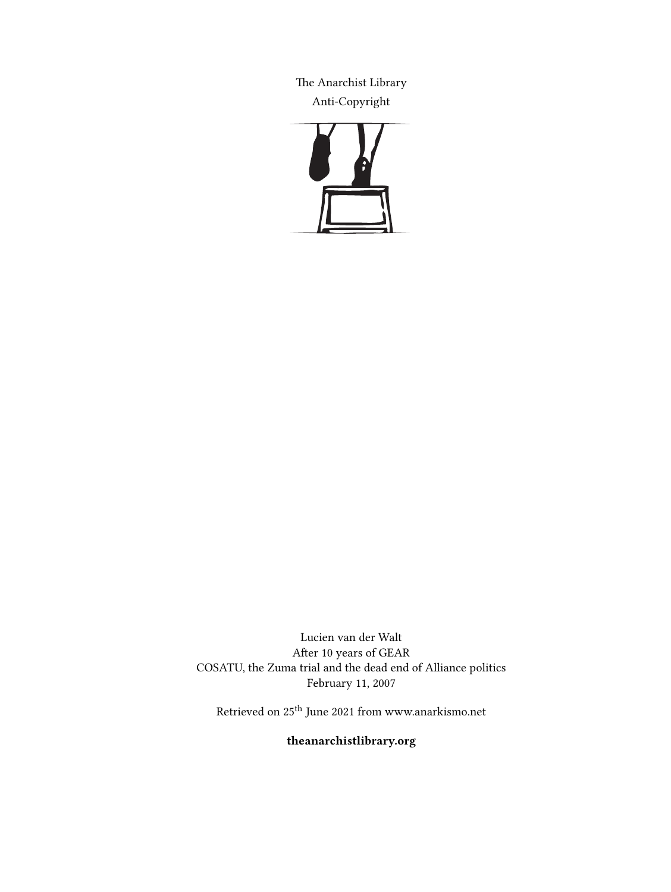The Anarchist Library
Anti-Copyright

Lucien van der Walt
After 10 years of GEAR
COSATU, the Zuma trial and the dead end of Alliance politics
February 11, 2007

Retrieved on 25th June 2021 from www.anarkismo.net

**theanarchistlibrary.org**